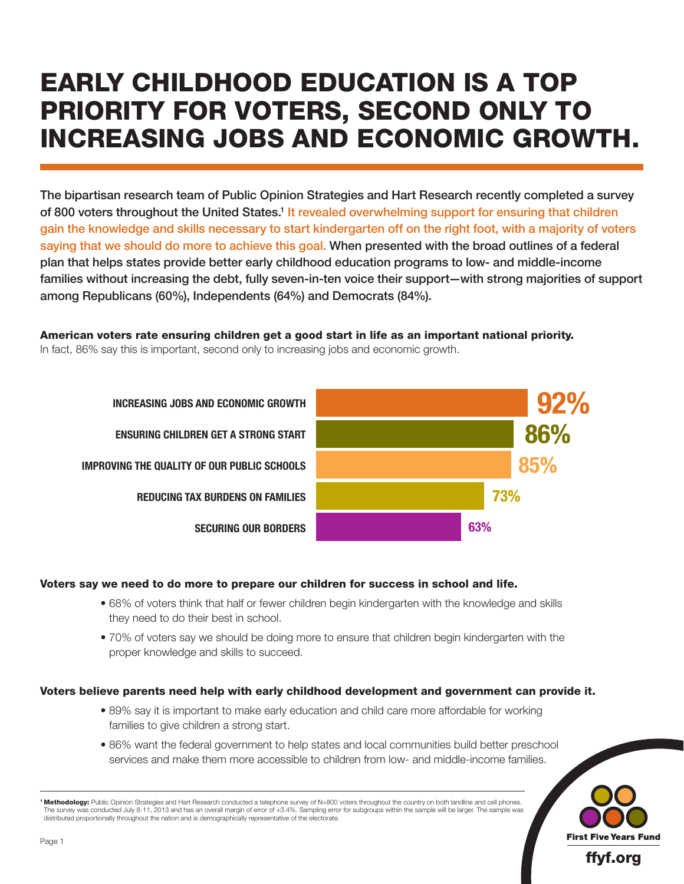# EARLY CHILDHOOD EDUCATION IS A TOP PRIORITY FOR VOTERS, SECOND ONLY TO INCREASING JOBS AND ECONOMIC GROWTH.

The bipartisan research team of Public Opinion Strategies and Hart Research recently completed a survey of 800 voters throughout the United States.[1] It revealed overwhelming support for ensuring that children gain the knowledge and skills necessary to start kindergarten off on the right foot, with a majority of voters saying that we should do more to achieve this goal. When presented with the broad outlines of a federal plan that helps states provide better early childhood education programs to low- and middle-income families without increasing the debt, fully seven-in-ten voice their support—with strong majorities of support among Republicans (60%), Independents (64%) and Democrats (84%).

**American voters rate ensuring children get a good start in life as an important national priority.**
In fact, 86% say this is important, second only to increasing jobs and economic growth.

| Priority | Percent |
|---|---|
| INCREASING JOBS AND ECONOMIC GROWTH | 92% |
| ENSURING CHILDREN GET A STRONG START | 86% |
| IMPROVING THE QUALITY OF OUR PUBLIC SCHOOLS | 85% |
| REDUCING TAX BURDENS ON FAMILIES | 73% |
| SECURING OUR BORDERS | 63% |

**Voters say we need to do more to prepare our children for success in school and life.**

- 68% of voters think that half or fewer children begin kindergarten with the knowledge and skills they need to do their best in school.
- 70% of voters say we should be doing more to ensure that children begin kindergarten with the proper knowledge and skills to succeed.

**Voters believe parents need help with early childhood development and government can provide it.**

- 89% say it is important to make early education and child care more affordable for working families to give children a strong start.
- 86% want the federal government to help states and local communities build better preschool services and make them more accessible to children from low- and middle-income families.

[1] **Methodology:** Public Opinion Strategies and Hart Research conducted a telephone survey of N=800 voters throughout the country on both landline and cell phones. The survey was conducted July 8-11, 2013 and has an overall margin of error of +3.4%. Sampling error for subgroups within the sample will be larger. The sample was distributed proportionally throughout the nation and is demographically representative of the electorate.

First Five Years Fund

ffyf.org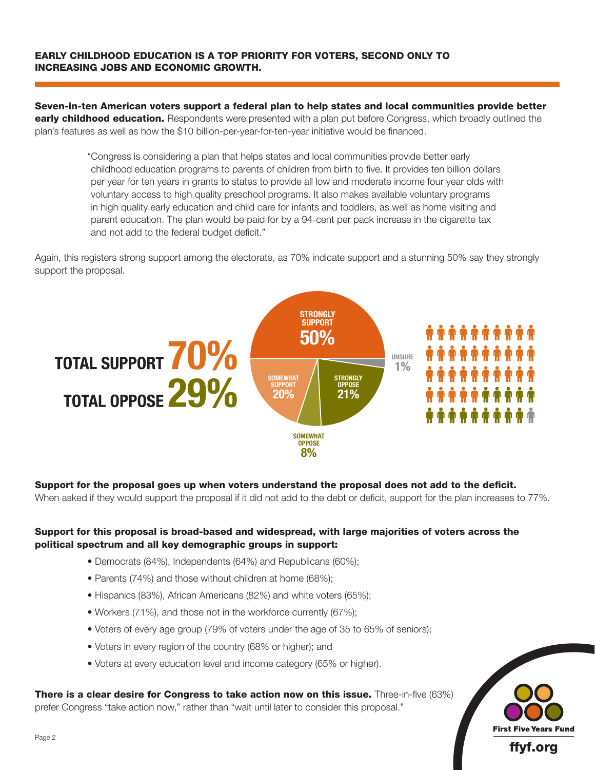## EARLY CHILDHOOD EDUCATION IS A TOP PRIORITY FOR VOTERS, SECOND ONLY TO INCREASING JOBS AND ECONOMIC GROWTH.

**Seven-in-ten American voters support a federal plan to help states and local communities provide better early childhood education.** Respondents were presented with a plan put before Congress, which broadly outlined the plan's features as well as how the $10 billion-per-year-for-ten-year initiative would be financed.

> "Congress is considering a plan that helps states and local communities provide better early childhood education programs to parents of children from birth to five. It provides ten billion dollars per year for ten years in grants to states to provide all low and moderate income four year olds with voluntary access to high quality preschool programs. It also makes available voluntary programs in high quality early education and child care for infants and toddlers, as well as home visiting and parent education. The plan would be paid for by a 94-cent per pack increase in the cigarette tax and not add to the federal budget deficit."

Again, this registers strong support among the electorate, as 70% indicate support and a stunning 50% say they strongly support the proposal.

TOTAL SUPPORT 70%
TOTAL OPPOSE 29%

STRONGLY SUPPORT 50%
SOMEWHAT SUPPORT 20%
STRONGLY OPPOSE 21%
SOMEWHAT OPPOSE 8%
UNSURE 1%

**Support for the proposal goes up when voters understand the proposal does not add to the deficit.** When asked if they would support the proposal if it did not add to the debt or deficit, support for the plan increases to 77%.

**Support for this proposal is broad-based and widespread, with large majorities of voters across the political spectrum and all key demographic groups in support:**

- Democrats (84%), Independents (64%) and Republicans (60%);
- Parents (74%) and those without children at home (68%);
- Hispanics (83%), African Americans (82%) and white voters (65%);
- Workers (71%), and those not in the workforce currently (67%);
- Voters of every age group (79% of voters under the age of 35 to 65% of seniors);
- Voters in every region of the country (68% or higher); and
- Voters at every education level and income category (65% or higher).

**There is a clear desire for Congress to take action now on this issue.** Three-in-five (63%) prefer Congress "take action now," rather than "wait until later to consider this proposal."

First Five Years Fund

ffyf.org